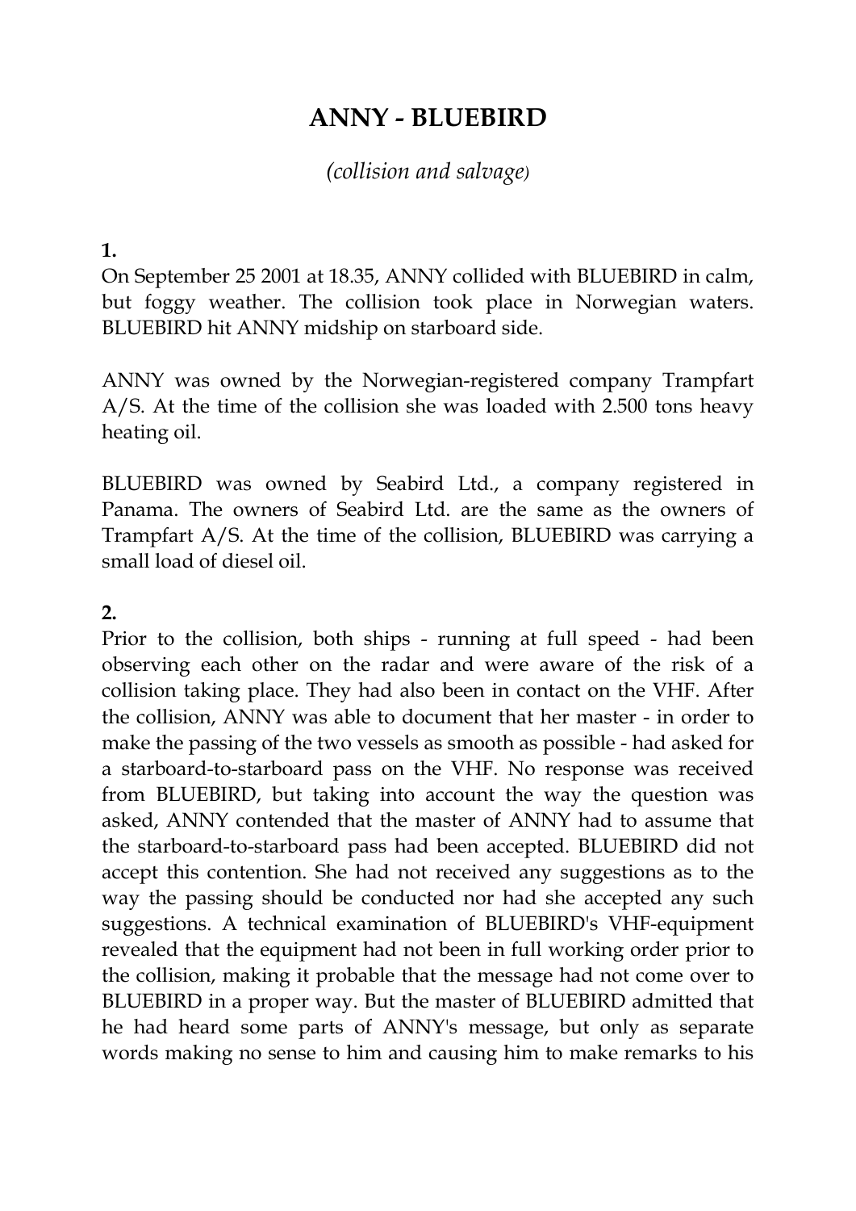# ANNY - BLUEBIRD

*(collision and salvage)*

**1.**

On September 25 2001 at 18.35, ANNY collided with BLUEBIRD in calm, but foggy weather. The collision took place in Norwegian waters. BLUEBIRD hit ANNY midship on starboard side.

ANNY was owned by the Norwegian-registered company Trampfart A/S. At the time of the collision she was loaded with 2.500 tons heavy heating oil.

BLUEBIRD was owned by Seabird Ltd., a company registered in Panama. The owners of Seabird Ltd. are the same as the owners of Trampfart A/S. At the time of the collision, BLUEBIRD was carrying a small load of diesel oil.

**2.**

Prior to the collision, both ships - running at full speed - had been observing each other on the radar and were aware of the risk of a collision taking place. They had also been in contact on the VHF. After the collision, ANNY was able to document that her master - in order to make the passing of the two vessels as smooth as possible - had asked for a starboard-to-starboard pass on the VHF. No response was received from BLUEBIRD, but taking into account the way the question was asked, ANNY contended that the master of ANNY had to assume that the starboard-to-starboard pass had been accepted. BLUEBIRD did not accept this contention. She had not received any suggestions as to the way the passing should be conducted nor had she accepted any such suggestions. A technical examination of BLUEBIRD's VHF-equipment revealed that the equipment had not been in full working order prior to the collision, making it probable that the message had not come over to BLUEBIRD in a proper way. But the master of BLUEBIRD admitted that he had heard some parts of ANNY's message, but only as separate words making no sense to him and causing him to make remarks to his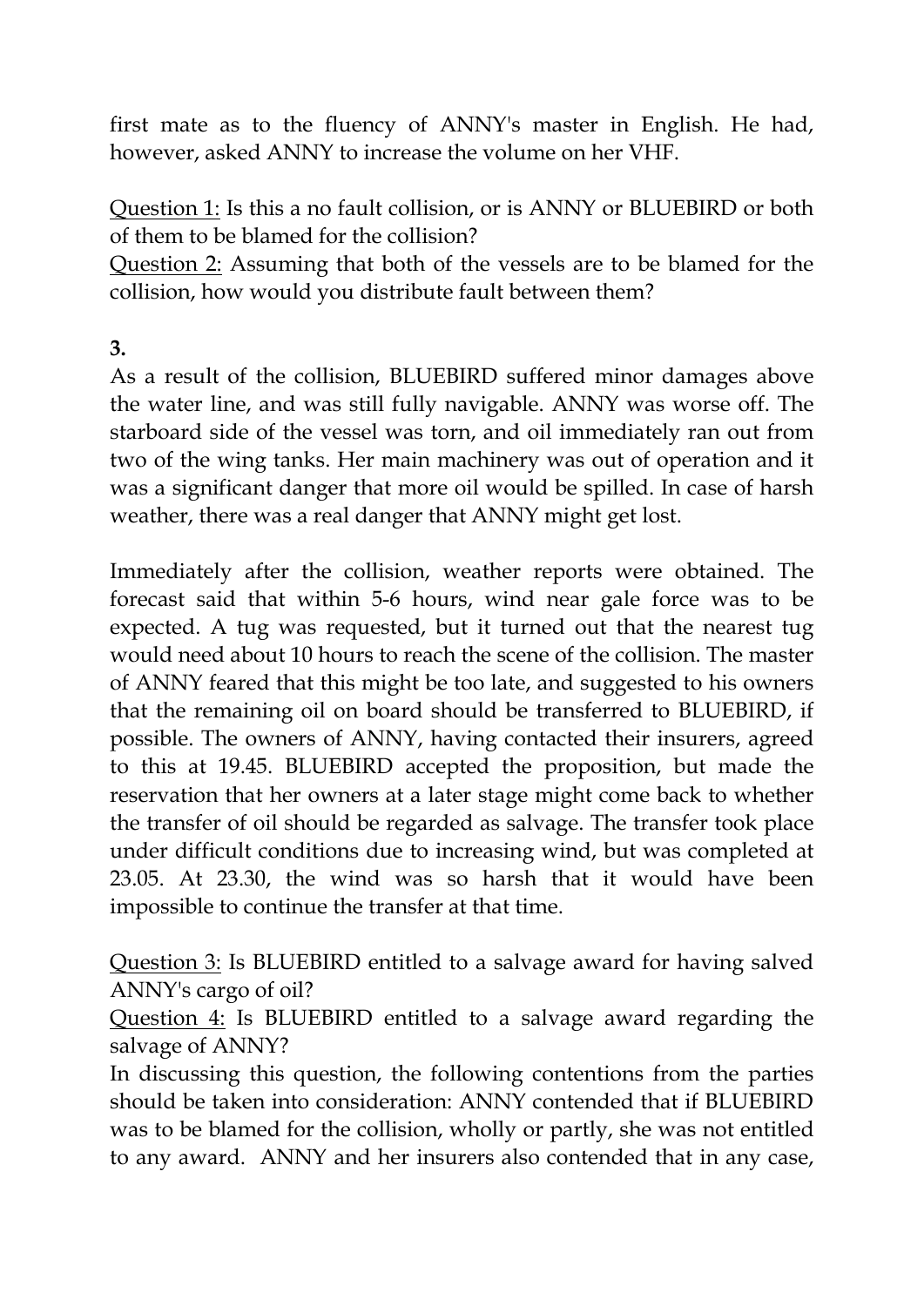first mate as to the fluency of ANNY's master in English. He had, however, asked ANNY to increase the volume on her VHF.

<u>Question 1:</u> Is this a no fault collision, or is ANNY or BLUEBIRD or both of them to be blamed for the collision?
<u>Question 2:</u> Assuming that both of the vessels are to be blamed for the collision, how would you distribute fault between them?

**3.**

As a result of the collision, BLUEBIRD suffered minor damages above the water line, and was still fully navigable. ANNY was worse off. The starboard side of the vessel was torn, and oil immediately ran out from two of the wing tanks. Her main machinery was out of operation and it was a significant danger that more oil would be spilled. In case of harsh weather, there was a real danger that ANNY might get lost.

Immediately after the collision, weather reports were obtained. The forecast said that within 5-6 hours, wind near gale force was to be expected. A tug was requested, but it turned out that the nearest tug would need about 10 hours to reach the scene of the collision. The master of ANNY feared that this might be too late, and suggested to his owners that the remaining oil on board should be transferred to BLUEBIRD, if possible. The owners of ANNY, having contacted their insurers, agreed to this at 19.45. BLUEBIRD accepted the proposition, but made the reservation that her owners at a later stage might come back to whether the transfer of oil should be regarded as salvage. The transfer took place under difficult conditions due to increasing wind, but was completed at 23.05. At 23.30, the wind was so harsh that it would have been impossible to continue the transfer at that time.

<u>Question 3:</u> Is BLUEBIRD entitled to a salvage award for having salved ANNY's cargo of oil?
<u>Question 4:</u> Is BLUEBIRD entitled to a salvage award regarding the salvage of ANNY?
In discussing this question, the following contentions from the parties should be taken into consideration: ANNY contended that if BLUEBIRD was to be blamed for the collision, wholly or partly, she was not entitled to any award. ANNY and her insurers also contended that in any case,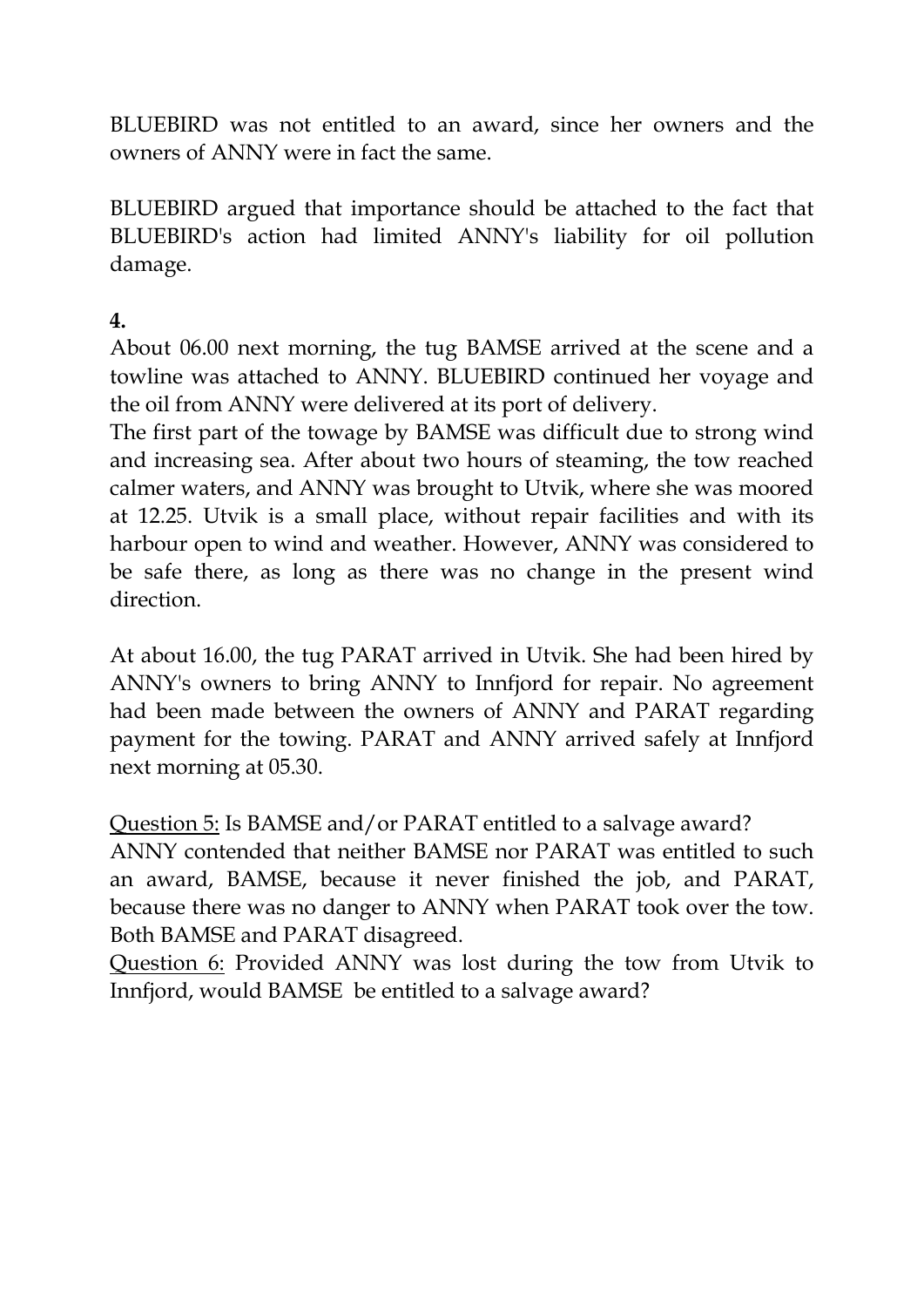BLUEBIRD was not entitled to an award, since her owners and the owners of ANNY were in fact the same.

BLUEBIRD argued that importance should be attached to the fact that BLUEBIRD's action had limited ANNY's liability for oil pollution damage.

**4.**

About 06.00 next morning, the tug BAMSE arrived at the scene and a towline was attached to ANNY. BLUEBIRD continued her voyage and the oil from ANNY were delivered at its port of delivery.

The first part of the towage by BAMSE was difficult due to strong wind and increasing sea. After about two hours of steaming, the tow reached calmer waters, and ANNY was brought to Utvik, where she was moored at 12.25. Utvik is a small place, without repair facilities and with its harbour open to wind and weather. However, ANNY was considered to be safe there, as long as there was no change in the present wind direction.

At about 16.00, the tug PARAT arrived in Utvik. She had been hired by ANNY's owners to bring ANNY to Innfjord for repair. No agreement had been made between the owners of ANNY and PARAT regarding payment for the towing. PARAT and ANNY arrived safely at Innfjord next morning at 05.30.

<u>Question 5:</u> Is BAMSE and/or PARAT entitled to a salvage award?
ANNY contended that neither BAMSE nor PARAT was entitled to such an award, BAMSE, because it never finished the job, and PARAT, because there was no danger to ANNY when PARAT took over the tow. Both BAMSE and PARAT disagreed.

<u>Question 6:</u> Provided ANNY was lost during the tow from Utvik to Innfjord, would BAMSE be entitled to a salvage award?